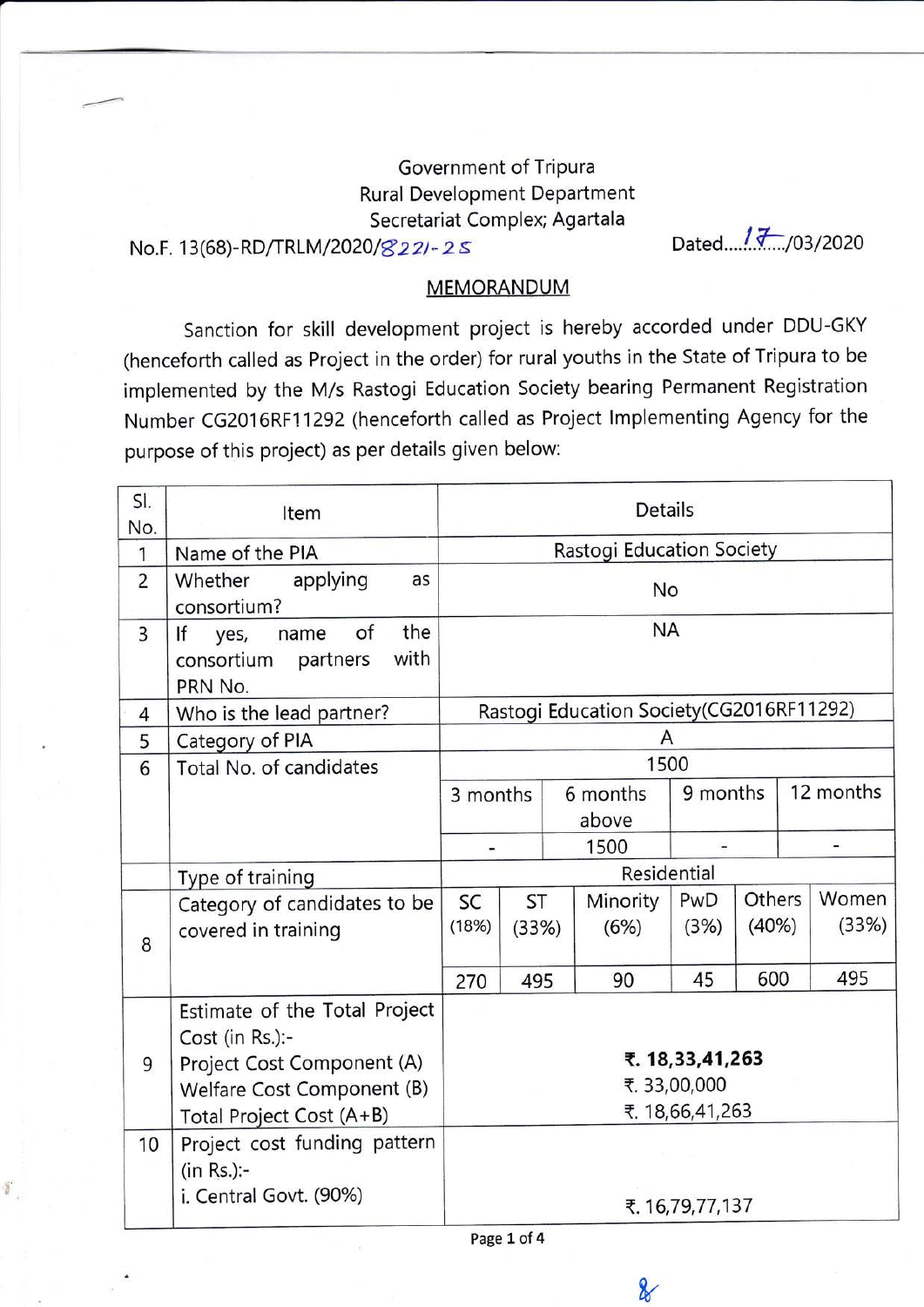Government of Tripura
Rural Development Department
Secretariat Complex; Agartala

No.F. 13(68)-RD/TRLM/2020/8221-25 Dated....17..../03/2020

## MEMORANDUM

Sanction for skill development project is hereby accorded under DDU-GKY (henceforth called as Project in the order) for rural youths in the State of Tripura to be implemented by the M/s Rastogi Education Society bearing Permanent Registration Number CG2016RF11292 (henceforth called as Project Implementing Agency for the purpose of this project) as per details given below:

| Sl. No. | Item | Details | | | | | |
|---|---|---|---|---|---|---|---|
| 1 | Name of the PIA | Rastogi Education Society | | | | | |
| 2 | Whether applying as consortium? | No | | | | | |
| 3 | If yes, name of the consortium partners with PRN No. | NA | | | | | |
| 4 | Who is the lead partner? | Rastogi Education Society(CG2016RF11292) | | | | | |
| 5 | Category of PIA | A | | | | | |
| 6 | Total No. of candidates | 1500 | | | | | |
| | | 3 months | | 6 months above | 9 months | 12 months | |
| | | - | | 1500 | - | - | |
| | Type of training | Residential | | | | | |
| 8 | Category of candidates to be covered in training | SC (18%) | ST (33%) | Minority (6%) | PwD (3%) | Others (40%) | Women (33%) |
| | | 270 | 495 | 90 | 45 | 600 | 495 |
| 9 | Estimate of the Total Project Cost (in Rs.):- Project Cost Component (A) Welfare Cost Component (B) Total Project Cost (A+B) | **₹. 18,33,41,263** ₹. 33,00,000 ₹. 18,66,41,263 | | | | | |
| 10 | Project cost funding pattern (in Rs.):- i. Central Govt. (90%) | ₹. 16,79,77,137 | | | | | |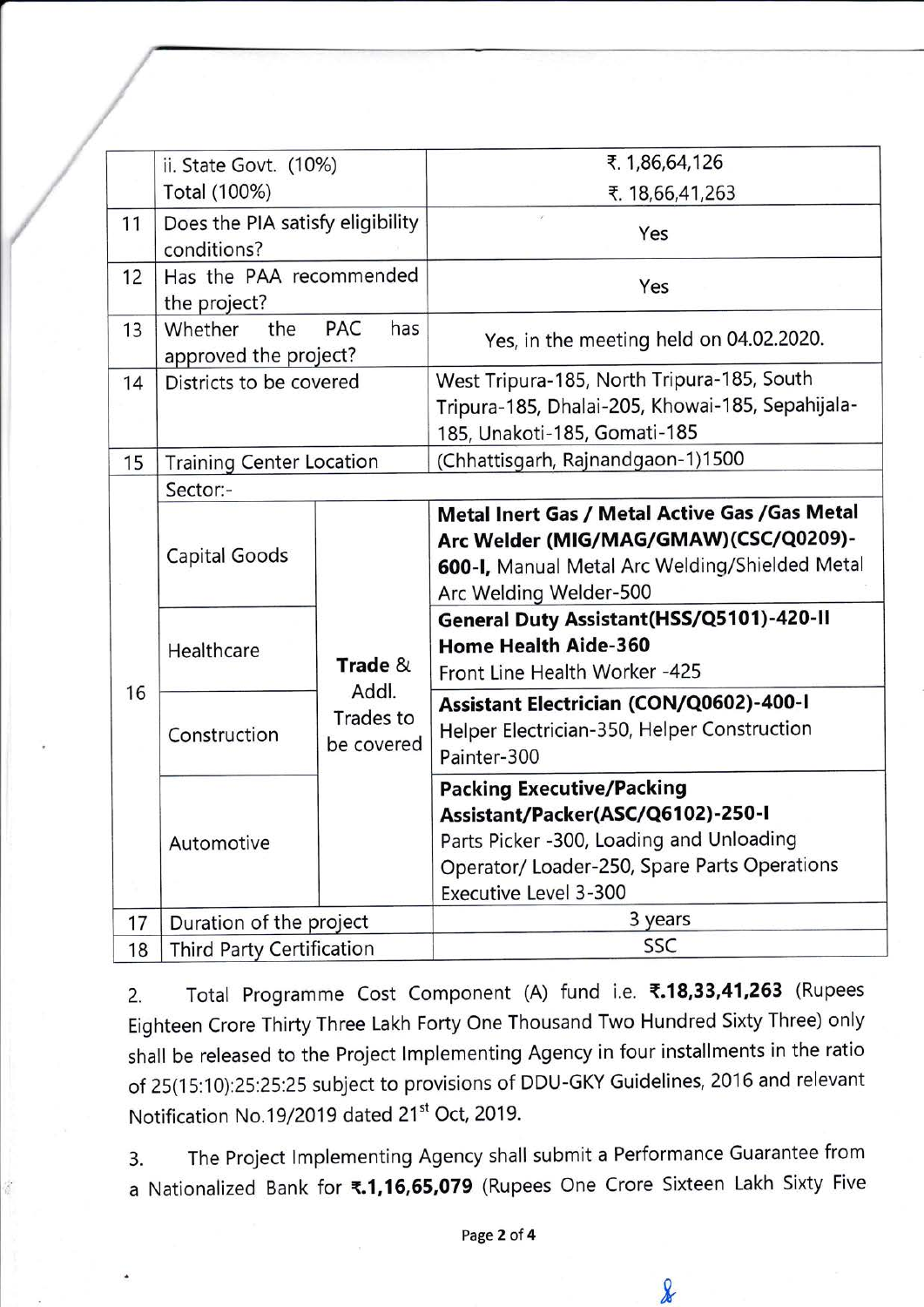| | | |
|---|---|---|
| | ii. State Govt. (10%)<br>Total (100%) | ₹. 1,86,64,126<br>₹. 18,66,41,263 |
| 11 | Does the PIA satisfy eligibility conditions? | Yes |
| 12 | Has the PAA recommended the project? | Yes |
| 13 | Whether the PAC has approved the project? | Yes, in the meeting held on 04.02.2020. |
| 14 | Districts to be covered | West Tripura-185, North Tripura-185, South Tripura-185, Dhalai-205, Khowai-185, Sepahijala-185, Unakoti-185, Gomati-185 |
| 15 | Training Center Location | (Chhattisgarh, Rajnandgaon-1)1500 |
| 16 | Sector:- | |
| | Capital Goods — Trade & Addl. Trades to be covered | **Metal Inert Gas / Metal Active Gas /Gas Metal Arc Welder (MIG/MAG/GMAW)(CSC/Q0209)-600-I,** Manual Metal Arc Welding/Shielded Metal Arc Welding Welder-500 |
| | Healthcare — Trade & Addl. Trades to be covered | **General Duty Assistant(HSS/Q5101)-420-II**<br>**Home Health Aide-360**<br>Front Line Health Worker -425 |
| | Construction — Trade & Addl. Trades to be covered | **Assistant Electrician (CON/Q0602)-400-I**<br>Helper Electrician-350, Helper Construction Painter-300 |
| | Automotive — Trade & Addl. Trades to be covered | **Packing Executive/Packing Assistant/Packer(ASC/Q6102)-250-I**<br>Parts Picker -300, Loading and Unloading Operator/ Loader-250, Spare Parts Operations Executive Level 3-300 |
| 17 | Duration of the project | 3 years |
| 18 | Third Party Certification | SSC |

2. Total Programme Cost Component (A) fund i.e. **₹.18,33,41,263** (Rupees Eighteen Crore Thirty Three Lakh Forty One Thousand Two Hundred Sixty Three) only shall be released to the Project Implementing Agency in four installments in the ratio of 25(15:10):25:25:25 subject to provisions of DDU-GKY Guidelines, 2016 and relevant Notification No.19/2019 dated 21st Oct, 2019.

3. The Project Implementing Agency shall submit a Performance Guarantee from a Nationalized Bank for **₹.1,16,65,079** (Rupees One Crore Sixteen Lakh Sixty Five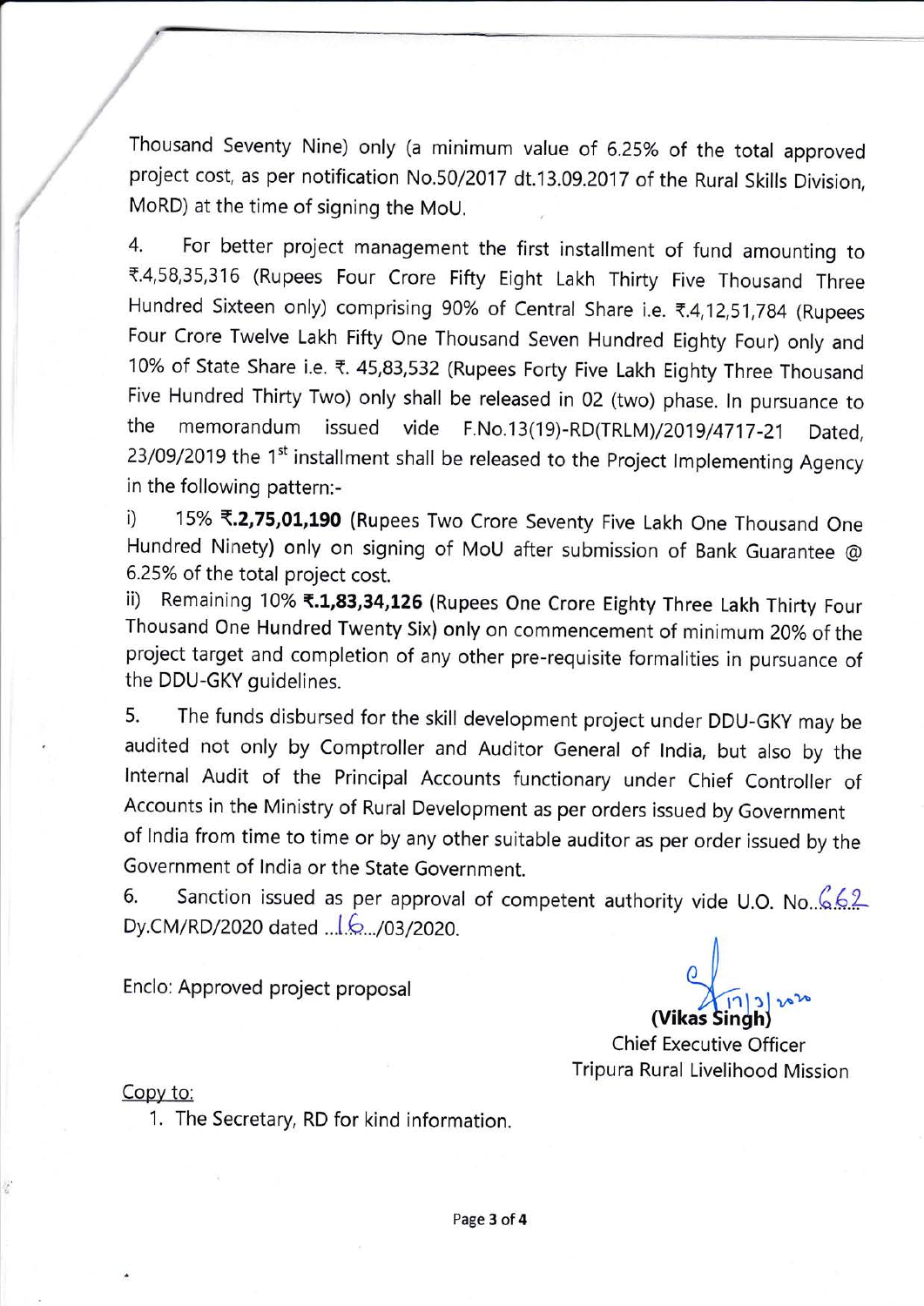Thousand Seventy Nine) only (a minimum value of 6.25% of the total approved project cost, as per notification No.50/2017 dt.13.09.2017 of the Rural Skills Division, MoRD) at the time of signing the MoU.

4. For better project management the first installment of fund amounting to ₹.4,58,35,316 (Rupees Four Crore Fifty Eight Lakh Thirty Five Thousand Three Hundred Sixteen only) comprising 90% of Central Share i.e. ₹.4,12,51,784 (Rupees Four Crore Twelve Lakh Fifty One Thousand Seven Hundred Eighty Four) only and 10% of State Share i.e. ₹. 45,83,532 (Rupees Forty Five Lakh Eighty Three Thousand Five Hundred Thirty Two) only shall be released in 02 (two) phase. In pursuance to the memorandum issued vide F.No.13(19)-RD(TRLM)/2019/4717-21 Dated, 23/09/2019 the 1st installment shall be released to the Project Implementing Agency in the following pattern:-

i) 15% **₹.2,75,01,190** (Rupees Two Crore Seventy Five Lakh One Thousand One Hundred Ninety) only on signing of MoU after submission of Bank Guarantee @ 6.25% of the total project cost.

ii) Remaining 10% **₹.1,83,34,126** (Rupees One Crore Eighty Three Lakh Thirty Four Thousand One Hundred Twenty Six) only on commencement of minimum 20% of the project target and completion of any other pre-requisite formalities in pursuance of the DDU-GKY guidelines.

5. The funds disbursed for the skill development project under DDU-GKY may be audited not only by Comptroller and Auditor General of India, but also by the Internal Audit of the Principal Accounts functionary under Chief Controller of Accounts in the Ministry of Rural Development as per orders issued by Government of India from time to time or by any other suitable auditor as per order issued by the Government of India or the State Government.

6. Sanction issued as per approval of competent authority vide U.O. No. 662 Dy.CM/RD/2020 dated 16/03/2020.

Enclo: Approved project proposal

17/3/2020

**(Vikas Singh)**
Chief Executive Officer
Tripura Rural Livelihood Mission

Copy to:

1. The Secretary, RD for kind information.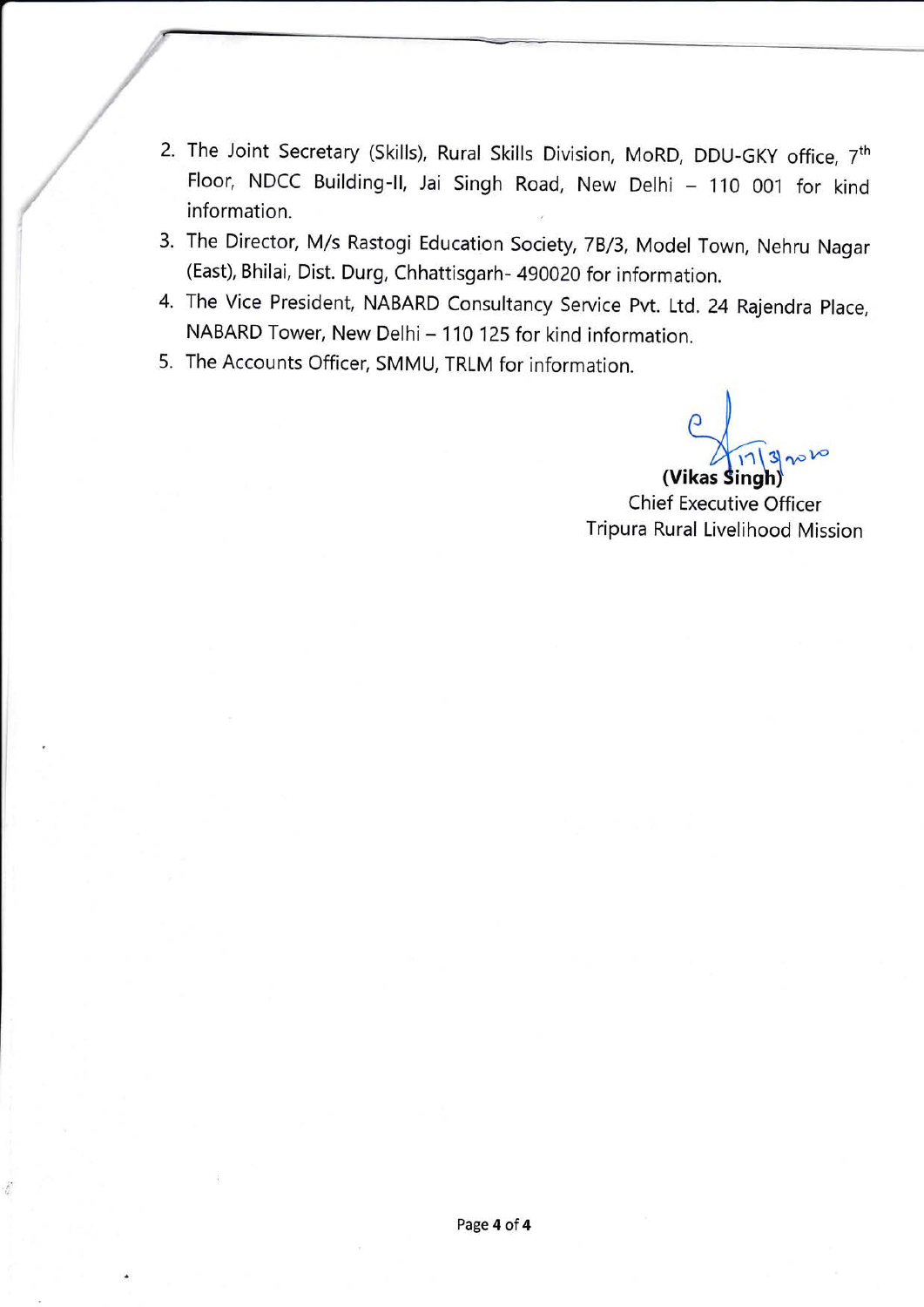2. The Joint Secretary (Skills), Rural Skills Division, MoRD, DDU-GKY office, 7th Floor, NDCC Building-II, Jai Singh Road, New Delhi – 110 001 for kind information.
3. The Director, M/s Rastogi Education Society, 7B/3, Model Town, Nehru Nagar (East), Bhilai, Dist. Durg, Chhattisgarh- 490020 for information.
4. The Vice President, NABARD Consultancy Service Pvt. Ltd. 24 Rajendra Place, NABARD Tower, New Delhi – 110 125 for kind information.
5. The Accounts Officer, SMMU, TRLM for information.

17/3/2020

**(Vikas Singh)**
Chief Executive Officer
Tripura Rural Livelihood Mission